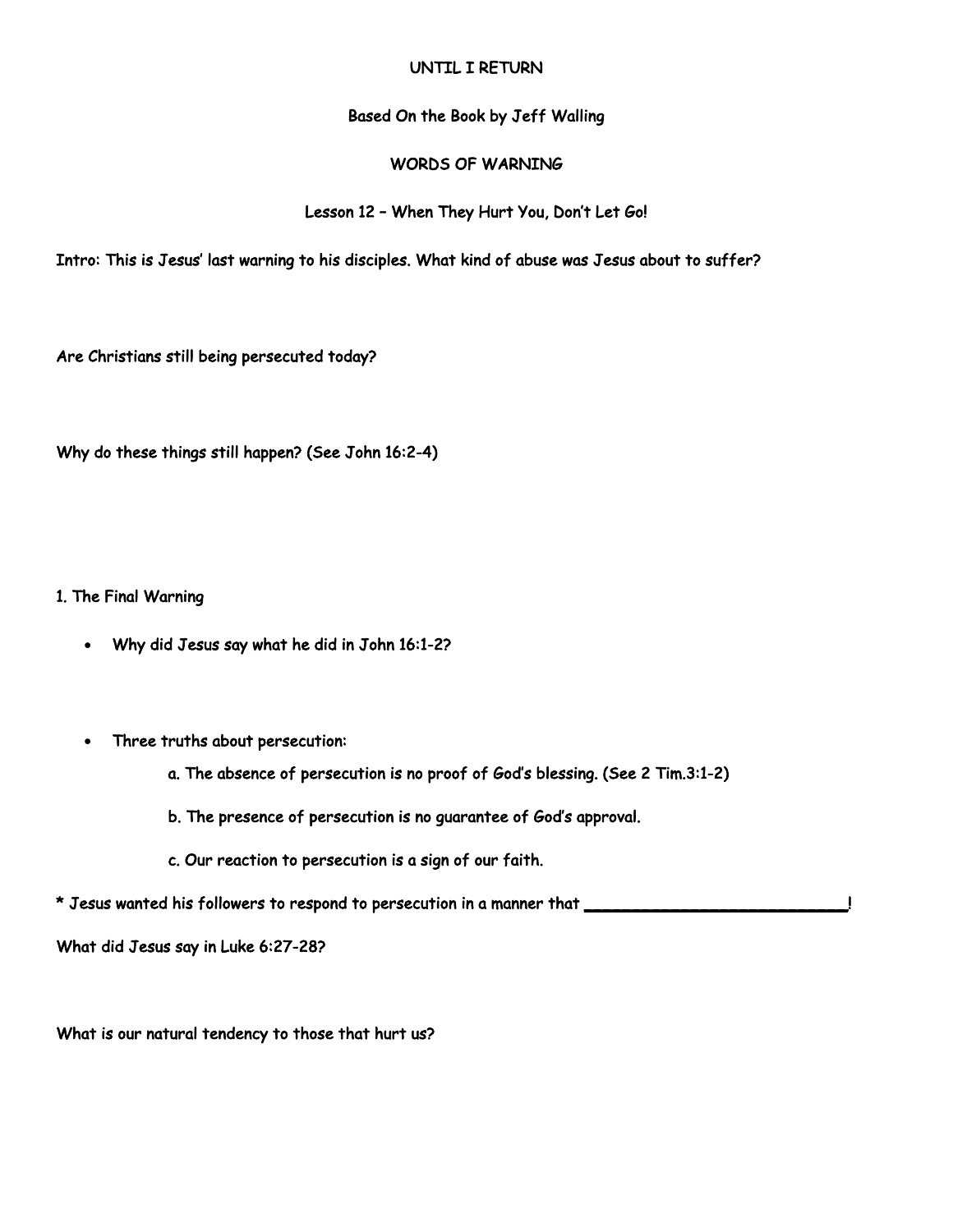# UNTIL I RETURN

Based On the Book by Jeff Walling

## WORDS OF WARNING

### Lesson 12 – When They Hurt You, Don't Let Go!

**Intro: This is Jesus' last warning to his disciples. What kind of abuse was Jesus about to suffer?**

**Are Christians still being persecuted today?**

**Why do these things still happen? (See John 16:2-4)**

**1. The Final Warning**

- **Why did Jesus say what he did in John 16:1-2?**
- **Three truths about persecution:**
  - a. The absence of persecution is no proof of God's blessing. (See 2 Tim.3:1-2)
  - b. The presence of persecution is no guarantee of God's approval.
  - c. Our reaction to persecution is a sign of our faith.

**\* Jesus wanted his followers to respond to persecution in a manner that ___________________________!**

**What did Jesus say in Luke 6:27-28?**

**What is our natural tendency to those that hurt us?**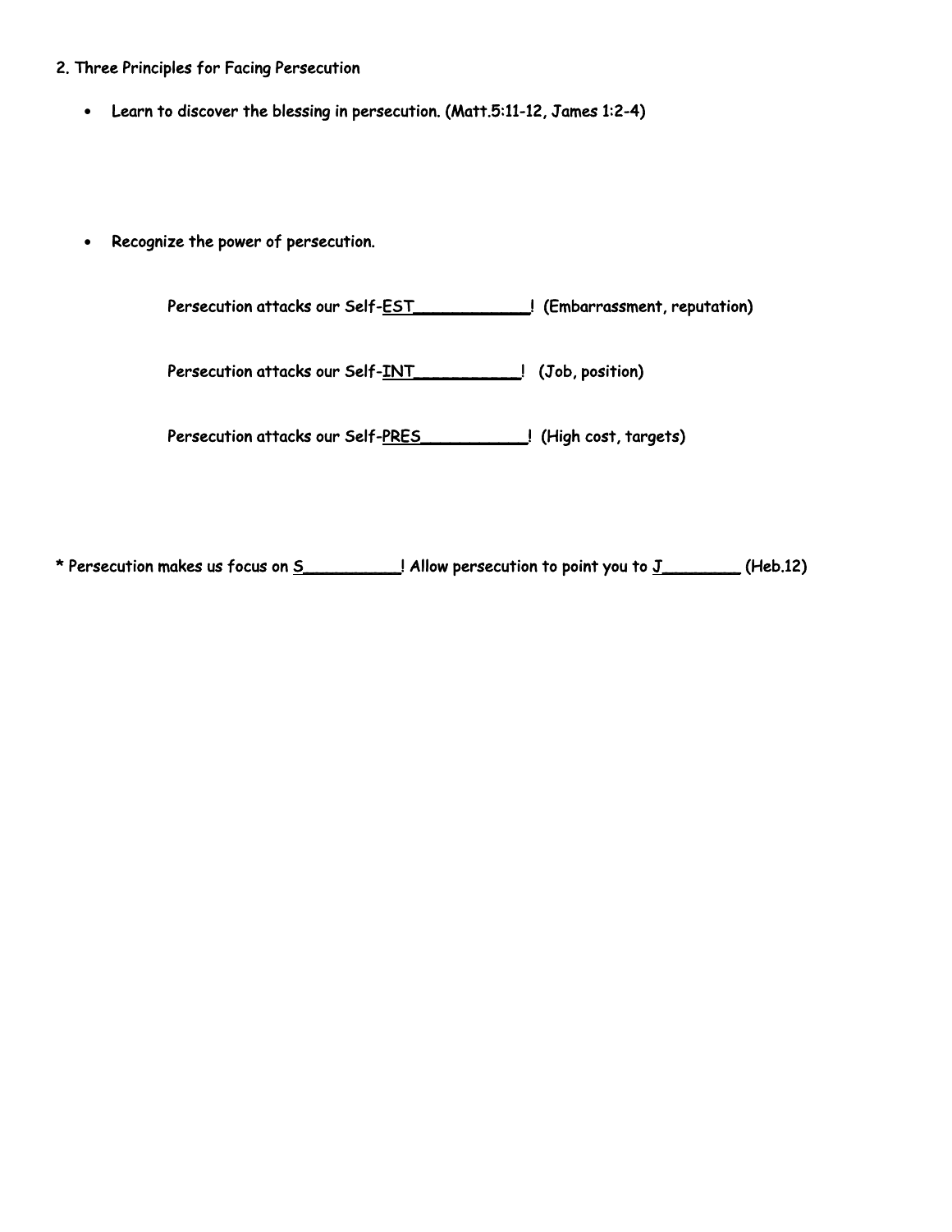2. Three Principles for Facing Persecution

- Learn to discover the blessing in persecution. (Matt.5:11-12, James 1:2-4)

- Recognize the power of persecution.

  Persecution attacks our Self-EST___________! (Embarrassment, reputation)

  Persecution attacks our Self-INT__________! (Job, position)

  Persecution attacks our Self-PRES__________! (High cost, targets)

* Persecution makes us focus on S__________! Allow persecution to point you to J________ (Heb.12)